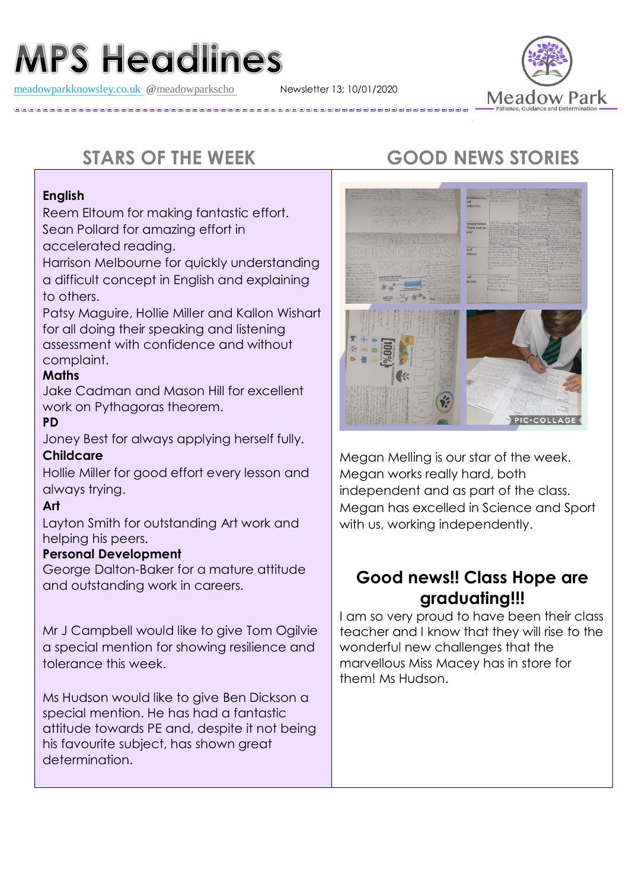# MPS Headlines

meadowparkknowsley.co.uk @meadowparkscho Newsletter 13: 10/01/2020

Meadow Park
Patience, Guidance and Determination

## STARS OF THE WEEK

**English**
Reem Eltoum for making fantastic effort.
Sean Pollard for amazing effort in accelerated reading.
Harrison Melbourne for quickly understanding a difficult concept in English and explaining to others.
Patsy Maguire, Hollie Miller and Kallon Wishart for all doing their speaking and listening assessment with confidence and without complaint.

**Maths**
Jake Cadman and Mason Hill for excellent work on Pythagoras theorem.

**PD**
Joney Best for always applying herself fully.

**Childcare**
Hollie Miller for good effort every lesson and always trying.

**Art**
Layton Smith for outstanding Art work and helping his peers.

**Personal Development**
George Dalton-Baker for a mature attitude and outstanding work in careers.

Mr J Campbell would like to give Tom Ogilvie a special mention for showing resilience and tolerance this week.

Ms Hudson would like to give Ben Dickson a special mention. He has had a fantastic attitude towards PE and, despite it not being his favourite subject, has shown great determination.

## GOOD NEWS STORIES

Megan Melling is our star of the week. Megan works really hard, both independent and as part of the class. Megan has excelled in Science and Sport with us, working independently.

### Good news!! Class Hope are graduating!!!

I am so very proud to have been their class teacher and I know that they will rise to the wonderful new challenges that the marvellous Miss Macey has in store for them! Ms Hudson.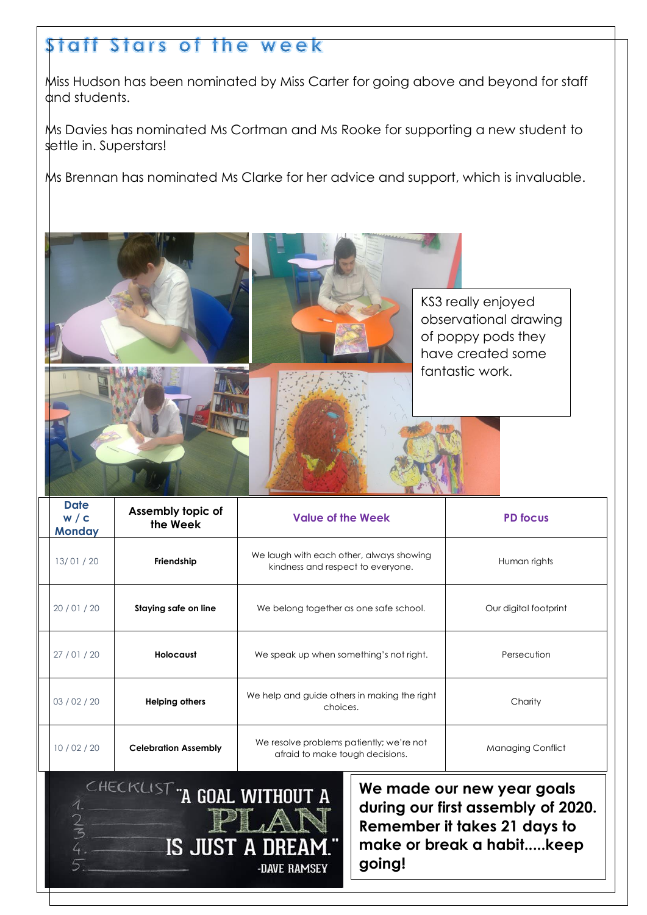## Staff Stars of the week

Miss Hudson has been nominated by Miss Carter for going above and beyond for staff and students.

Ms Davies has nominated Ms Cortman and Ms Rooke for supporting a new student to settle in. Superstars!

Ms Brennan has nominated Ms Clarke for her advice and support, which is invaluable.

KS3 really enjoyed observational drawing of poppy pods they have created some fantastic work.

| Date w / c Monday | Assembly topic of the Week | Value of the Week | PD focus |
|---|---|---|---|
| 13/ 01 / 20 | **Friendship** | We laugh with each other, always showing kindness and respect to everyone. | Human rights |
| 20 / 01 / 20 | **Staying safe on line** | We belong together as one safe school. | Our digital footprint |
| 27 / 01 / 20 | **Holocaust** | We speak up when something's not right. | Persecution |
| 03 / 02 / 20 | **Helping others** | We help and guide others in making the right choices. | Charity |
| 10 / 02 / 20 | **Celebration Assembly** | We resolve problems patiently; we're not afraid to make tough decisions. | Managing Conflict |

CHECKLIST "A GOAL WITHOUT A PLAN IS JUST A DREAM." -DAVE RAMSEY

1.
2.
3.
4.
5.

**We made our new year goals during our first assembly of 2020. Remember it takes 21 days to make or break a habit.....keep going!**